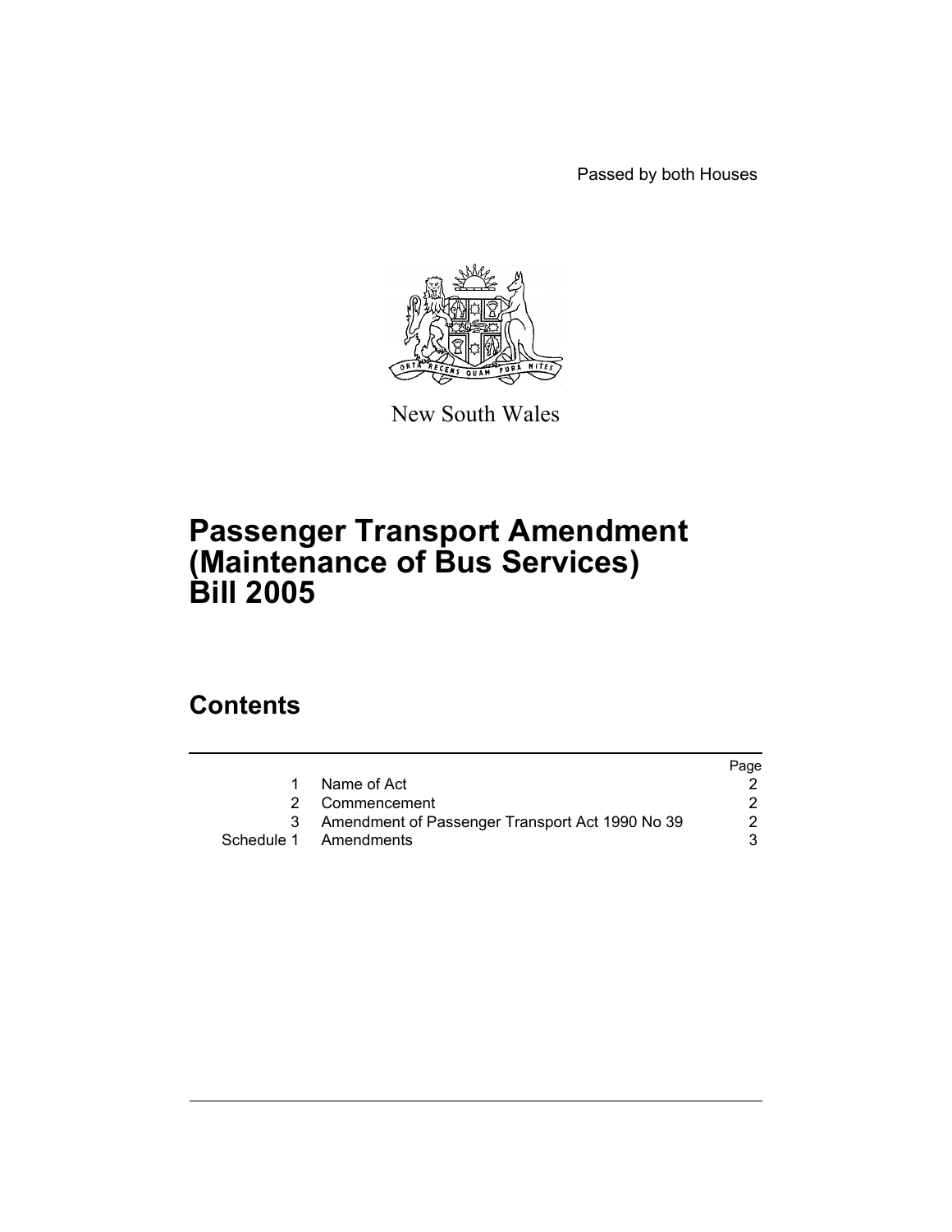Passed by both Houses

New South Wales

# Passenger Transport Amendment (Maintenance of Bus Services) Bill 2005

## Contents

| | | Page |
|---|---|---|
| 1 | Name of Act | 2 |
| 2 | Commencement | 2 |
| 3 | Amendment of Passenger Transport Act 1990 No 39 | 2 |
| Schedule 1 | Amendments | 3 |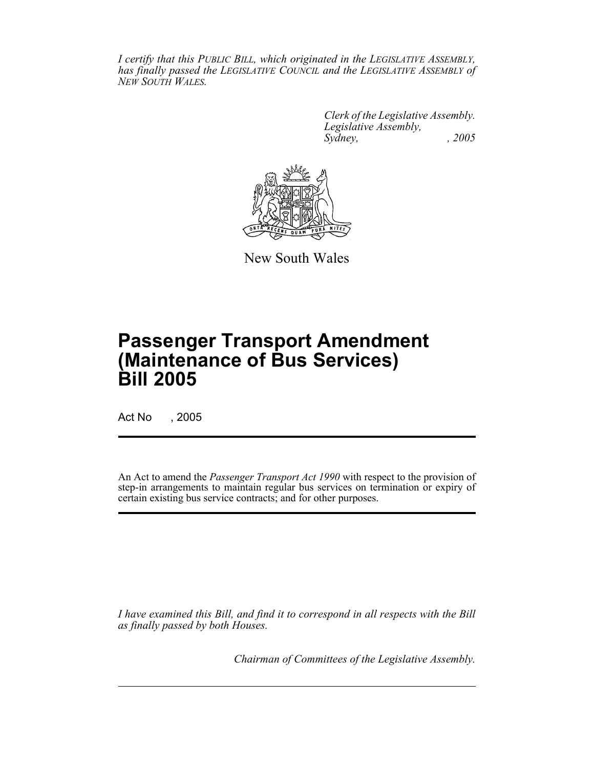*I certify that this PUBLIC BILL, which originated in the LEGISLATIVE ASSEMBLY, has finally passed the LEGISLATIVE COUNCIL and the LEGISLATIVE ASSEMBLY of NEW SOUTH WALES.*

*Clerk of the Legislative Assembly.*
*Legislative Assembly,*
*Sydney, , 2005*

New South Wales

# Passenger Transport Amendment (Maintenance of Bus Services) Bill 2005

Act No , 2005

An Act to amend the *Passenger Transport Act 1990* with respect to the provision of step-in arrangements to maintain regular bus services on termination or expiry of certain existing bus service contracts; and for other purposes.

*I have examined this Bill, and find it to correspond in all respects with the Bill as finally passed by both Houses.*

*Chairman of Committees of the Legislative Assembly.*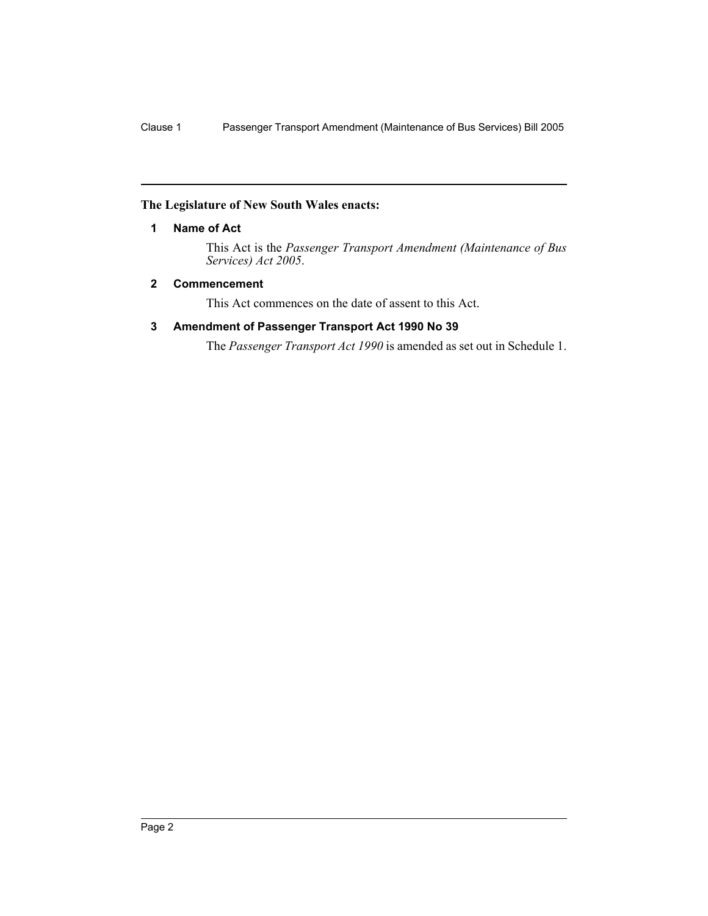**The Legislature of New South Wales enacts:**

### 1 Name of Act

This Act is the *Passenger Transport Amendment (Maintenance of Bus Services) Act 2005*.

### 2 Commencement

This Act commences on the date of assent to this Act.

### 3 Amendment of Passenger Transport Act 1990 No 39

The *Passenger Transport Act 1990* is amended as set out in Schedule 1.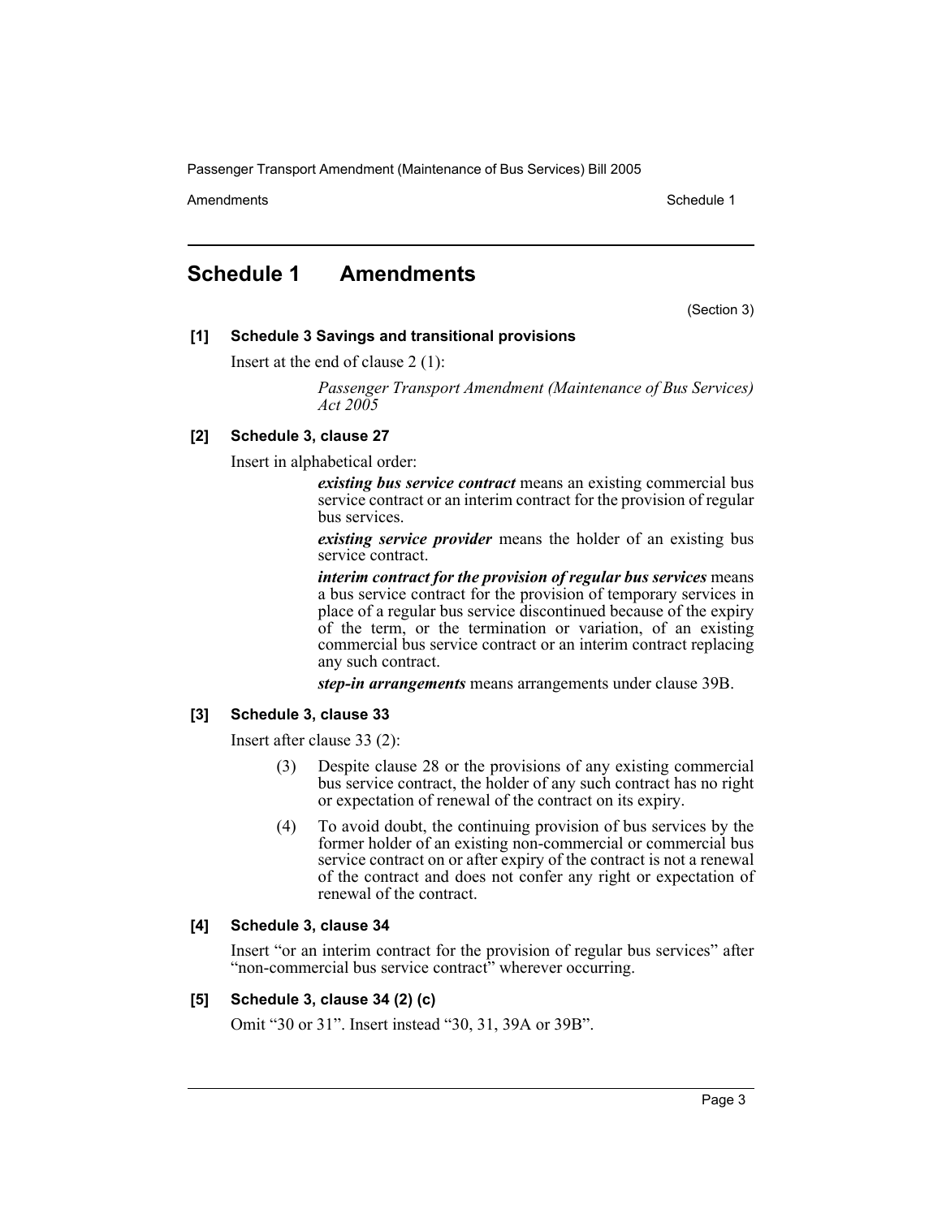# Schedule 1 Amendments

(Section 3)

**[1] Schedule 3 Savings and transitional provisions**

Insert at the end of clause 2 (1):

> *Passenger Transport Amendment (Maintenance of Bus Services) Act 2005*

**[2] Schedule 3, clause 27**

Insert in alphabetical order:

> ***existing bus service contract*** means an existing commercial bus service contract or an interim contract for the provision of regular bus services.
>
> ***existing service provider*** means the holder of an existing bus service contract.
>
> ***interim contract for the provision of regular bus services*** means a bus service contract for the provision of temporary services in place of a regular bus service discontinued because of the expiry of the term, or the termination or variation, of an existing commercial bus service contract or an interim contract replacing any such contract.
>
> ***step-in arrangements*** means arrangements under clause 39B.

**[3] Schedule 3, clause 33**

Insert after clause 33 (2):

> (3) Despite clause 28 or the provisions of any existing commercial bus service contract, the holder of any such contract has no right or expectation of renewal of the contract on its expiry.
>
> (4) To avoid doubt, the continuing provision of bus services by the former holder of an existing non-commercial or commercial bus service contract on or after expiry of the contract is not a renewal of the contract and does not confer any right or expectation of renewal of the contract.

**[4] Schedule 3, clause 34**

Insert "or an interim contract for the provision of regular bus services" after "non-commercial bus service contract" wherever occurring.

**[5] Schedule 3, clause 34 (2) (c)**

Omit "30 or 31". Insert instead "30, 31, 39A or 39B".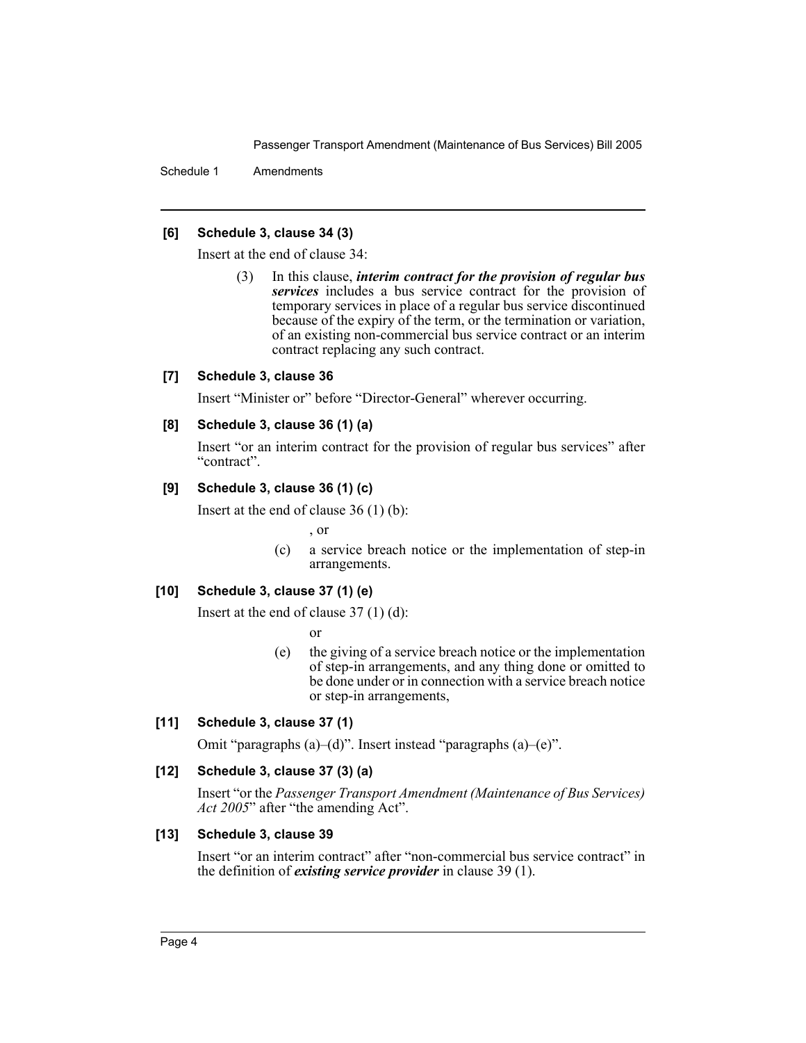### [6] Schedule 3, clause 34 (3)

Insert at the end of clause 34:

> (3) In this clause, ***interim contract for the provision of regular bus services*** includes a bus service contract for the provision of temporary services in place of a regular bus service discontinued because of the expiry of the term, or the termination or variation, of an existing non-commercial bus service contract or an interim contract replacing any such contract.

### [7] Schedule 3, clause 36

Insert "Minister or" before "Director-General" wherever occurring.

### [8] Schedule 3, clause 36 (1) (a)

Insert "or an interim contract for the provision of regular bus services" after "contract".

### [9] Schedule 3, clause 36 (1) (c)

Insert at the end of clause 36 (1) (b):

> , or
>
> (c) a service breach notice or the implementation of step-in arrangements.

### [10] Schedule 3, clause 37 (1) (e)

Insert at the end of clause 37 (1) (d):

> or
>
> (e) the giving of a service breach notice or the implementation of step-in arrangements, and any thing done or omitted to be done under or in connection with a service breach notice or step-in arrangements,

### [11] Schedule 3, clause 37 (1)

Omit "paragraphs (a)–(d)". Insert instead "paragraphs (a)–(e)".

### [12] Schedule 3, clause 37 (3) (a)

Insert "or the *Passenger Transport Amendment (Maintenance of Bus Services) Act 2005*" after "the amending Act".

### [13] Schedule 3, clause 39

Insert "or an interim contract" after "non-commercial bus service contract" in the definition of ***existing service provider*** in clause 39 (1).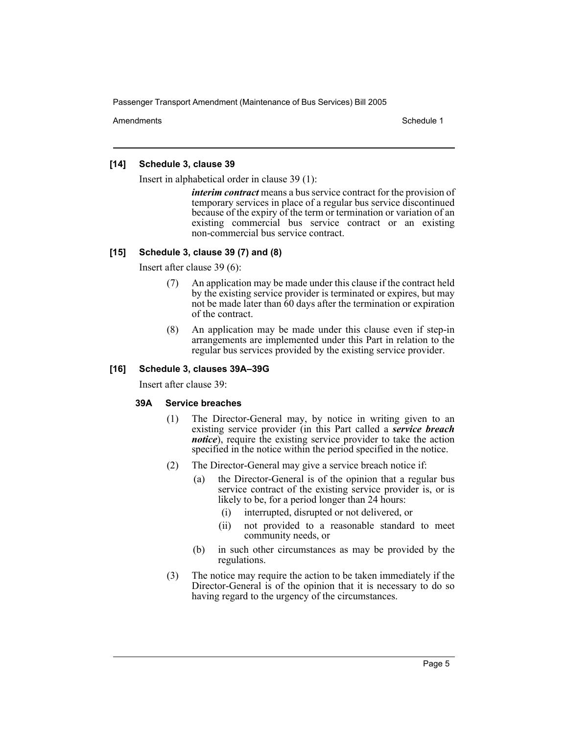### [14] Schedule 3, clause 39

Insert in alphabetical order in clause 39 (1):

> ***interim contract*** means a bus service contract for the provision of temporary services in place of a regular bus service discontinued because of the expiry of the term or termination or variation of an existing commercial bus service contract or an existing non-commercial bus service contract.

### [15] Schedule 3, clause 39 (7) and (8)

Insert after clause 39 (6):

> (7) An application may be made under this clause if the contract held by the existing service provider is terminated or expires, but may not be made later than 60 days after the termination or expiration of the contract.
>
> (8) An application may be made under this clause even if step-in arrangements are implemented under this Part in relation to the regular bus services provided by the existing service provider.

### [16] Schedule 3, clauses 39A–39G

Insert after clause 39:

#### 39A Service breaches

(1) The Director-General may, by notice in writing given to an existing service provider (in this Part called a ***service breach notice***), require the existing service provider to take the action specified in the notice within the period specified in the notice.

(2) The Director-General may give a service breach notice if:

- (a) the Director-General is of the opinion that a regular bus service contract of the existing service provider is, or is likely to be, for a period longer than 24 hours:
  - (i) interrupted, disrupted or not delivered, or
  - (ii) not provided to a reasonable standard to meet community needs, or
- (b) in such other circumstances as may be provided by the regulations.

(3) The notice may require the action to be taken immediately if the Director-General is of the opinion that it is necessary to do so having regard to the urgency of the circumstances.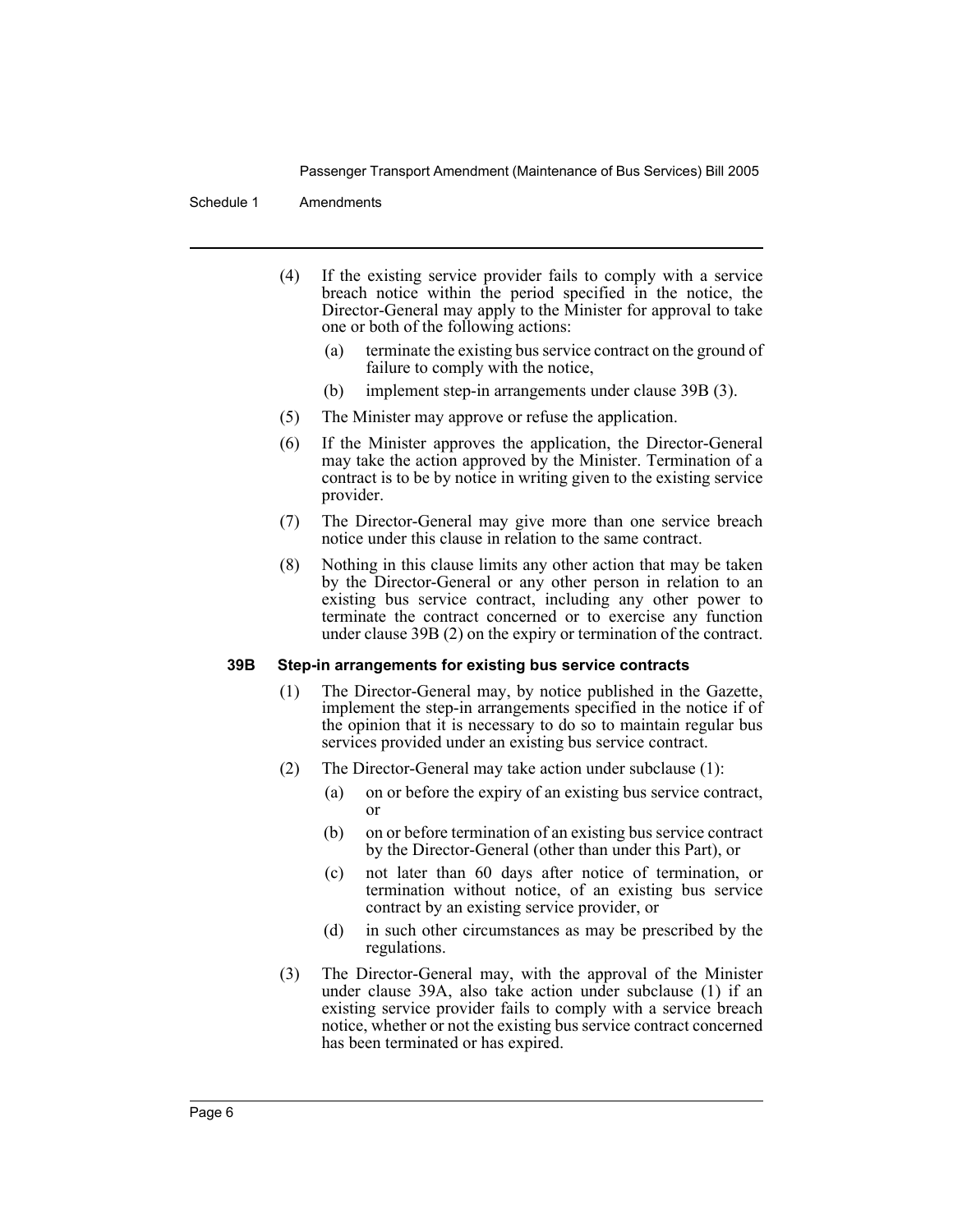(4) If the existing service provider fails to comply with a service breach notice within the period specified in the notice, the Director-General may apply to the Minister for approval to take one or both of the following actions:

(a) terminate the existing bus service contract on the ground of failure to comply with the notice,

(b) implement step-in arrangements under clause 39B (3).

(5) The Minister may approve or refuse the application.

(6) If the Minister approves the application, the Director-General may take the action approved by the Minister. Termination of a contract is to be by notice in writing given to the existing service provider.

(7) The Director-General may give more than one service breach notice under this clause in relation to the same contract.

(8) Nothing in this clause limits any other action that may be taken by the Director-General or any other person in relation to an existing bus service contract, including any other power to terminate the contract concerned or to exercise any function under clause 39B (2) on the expiry or termination of the contract.

**39B Step-in arrangements for existing bus service contracts**

(1) The Director-General may, by notice published in the Gazette, implement the step-in arrangements specified in the notice if of the opinion that it is necessary to do so to maintain regular bus services provided under an existing bus service contract.

(2) The Director-General may take action under subclause (1):

(a) on or before the expiry of an existing bus service contract, or

(b) on or before termination of an existing bus service contract by the Director-General (other than under this Part), or

(c) not later than 60 days after notice of termination, or termination without notice, of an existing bus service contract by an existing service provider, or

(d) in such other circumstances as may be prescribed by the regulations.

(3) The Director-General may, with the approval of the Minister under clause 39A, also take action under subclause (1) if an existing service provider fails to comply with a service breach notice, whether or not the existing bus service contract concerned has been terminated or has expired.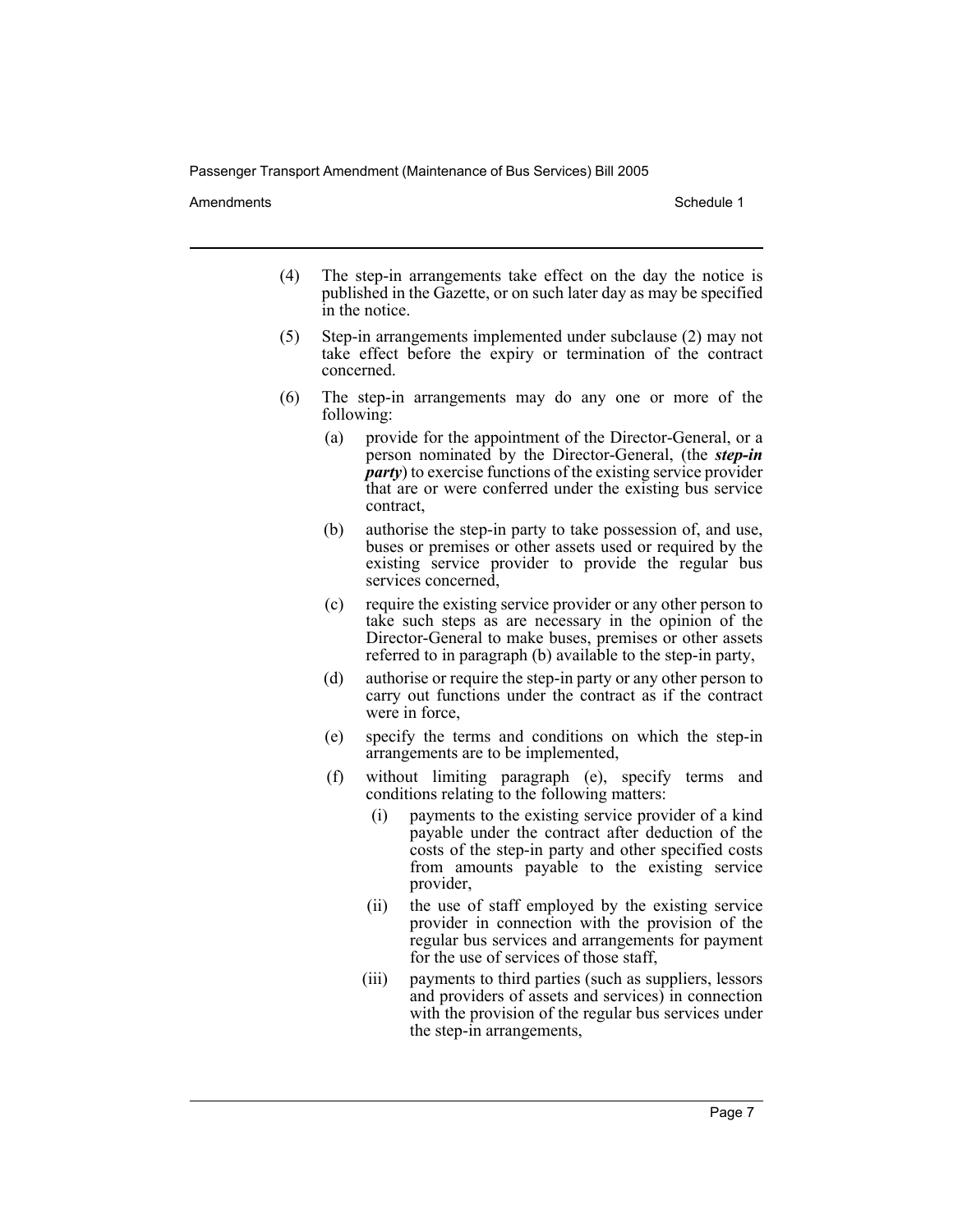(4) The step-in arrangements take effect on the day the notice is published in the Gazette, or on such later day as may be specified in the notice.

(5) Step-in arrangements implemented under subclause (2) may not take effect before the expiry or termination of the contract concerned.

(6) The step-in arrangements may do any one or more of the following:

- (a) provide for the appointment of the Director-General, or a person nominated by the Director-General, (the ***step-in party***) to exercise functions of the existing service provider that are or were conferred under the existing bus service contract,
- (b) authorise the step-in party to take possession of, and use, buses or premises or other assets used or required by the existing service provider to provide the regular bus services concerned,
- (c) require the existing service provider or any other person to take such steps as are necessary in the opinion of the Director-General to make buses, premises or other assets referred to in paragraph (b) available to the step-in party,
- (d) authorise or require the step-in party or any other person to carry out functions under the contract as if the contract were in force,
- (e) specify the terms and conditions on which the step-in arrangements are to be implemented,
- (f) without limiting paragraph (e), specify terms and conditions relating to the following matters:
  - (i) payments to the existing service provider of a kind payable under the contract after deduction of the costs of the step-in party and other specified costs from amounts payable to the existing service provider,
  - (ii) the use of staff employed by the existing service provider in connection with the provision of the regular bus services and arrangements for payment for the use of services of those staff,
  - (iii) payments to third parties (such as suppliers, lessors and providers of assets and services) in connection with the provision of the regular bus services under the step-in arrangements,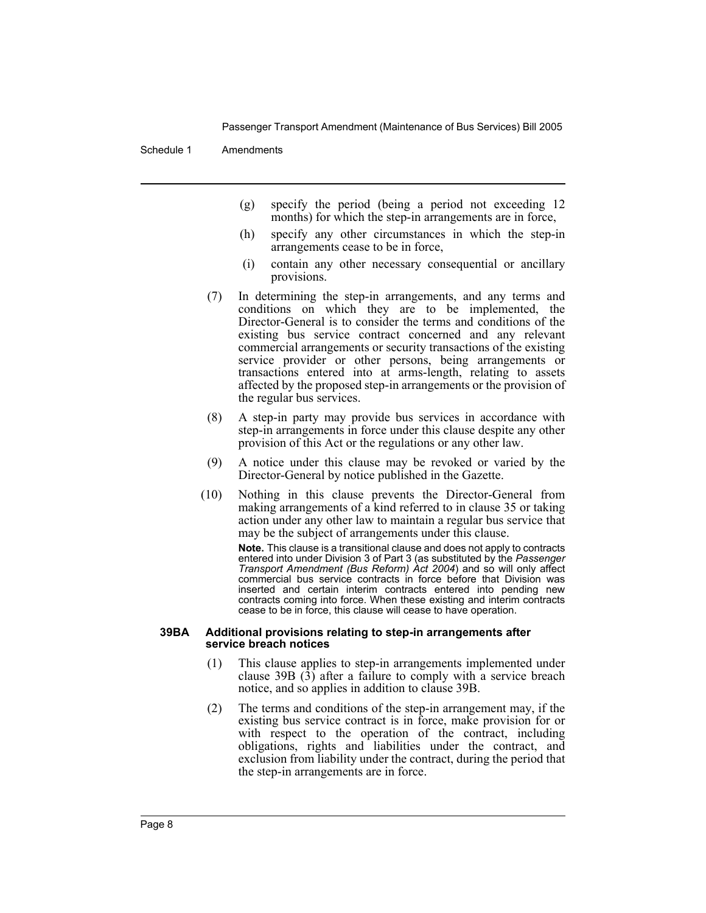(g) specify the period (being a period not exceeding 12 months) for which the step-in arrangements are in force,

(h) specify any other circumstances in which the step-in arrangements cease to be in force,

(i) contain any other necessary consequential or ancillary provisions.

(7) In determining the step-in arrangements, and any terms and conditions on which they are to be implemented, the Director-General is to consider the terms and conditions of the existing bus service contract concerned and any relevant commercial arrangements or security transactions of the existing service provider or other persons, being arrangements or transactions entered into at arms-length, relating to assets affected by the proposed step-in arrangements or the provision of the regular bus services.

(8) A step-in party may provide bus services in accordance with step-in arrangements in force under this clause despite any other provision of this Act or the regulations or any other law.

(9) A notice under this clause may be revoked or varied by the Director-General by notice published in the Gazette.

(10) Nothing in this clause prevents the Director-General from making arrangements of a kind referred to in clause 35 or taking action under any other law to maintain a regular bus service that may be the subject of arrangements under this clause.

**Note.** This clause is a transitional clause and does not apply to contracts entered into under Division 3 of Part 3 (as substituted by the *Passenger Transport Amendment (Bus Reform) Act 2004*) and so will only affect commercial bus service contracts in force before that Division was inserted and certain interim contracts entered into pending new contracts coming into force. When these existing and interim contracts cease to be in force, this clause will cease to have operation.

**39BA Additional provisions relating to step-in arrangements after service breach notices**

(1) This clause applies to step-in arrangements implemented under clause 39B (3) after a failure to comply with a service breach notice, and so applies in addition to clause 39B.

(2) The terms and conditions of the step-in arrangement may, if the existing bus service contract is in force, make provision for or with respect to the operation of the contract, including obligations, rights and liabilities under the contract, and exclusion from liability under the contract, during the period that the step-in arrangements are in force.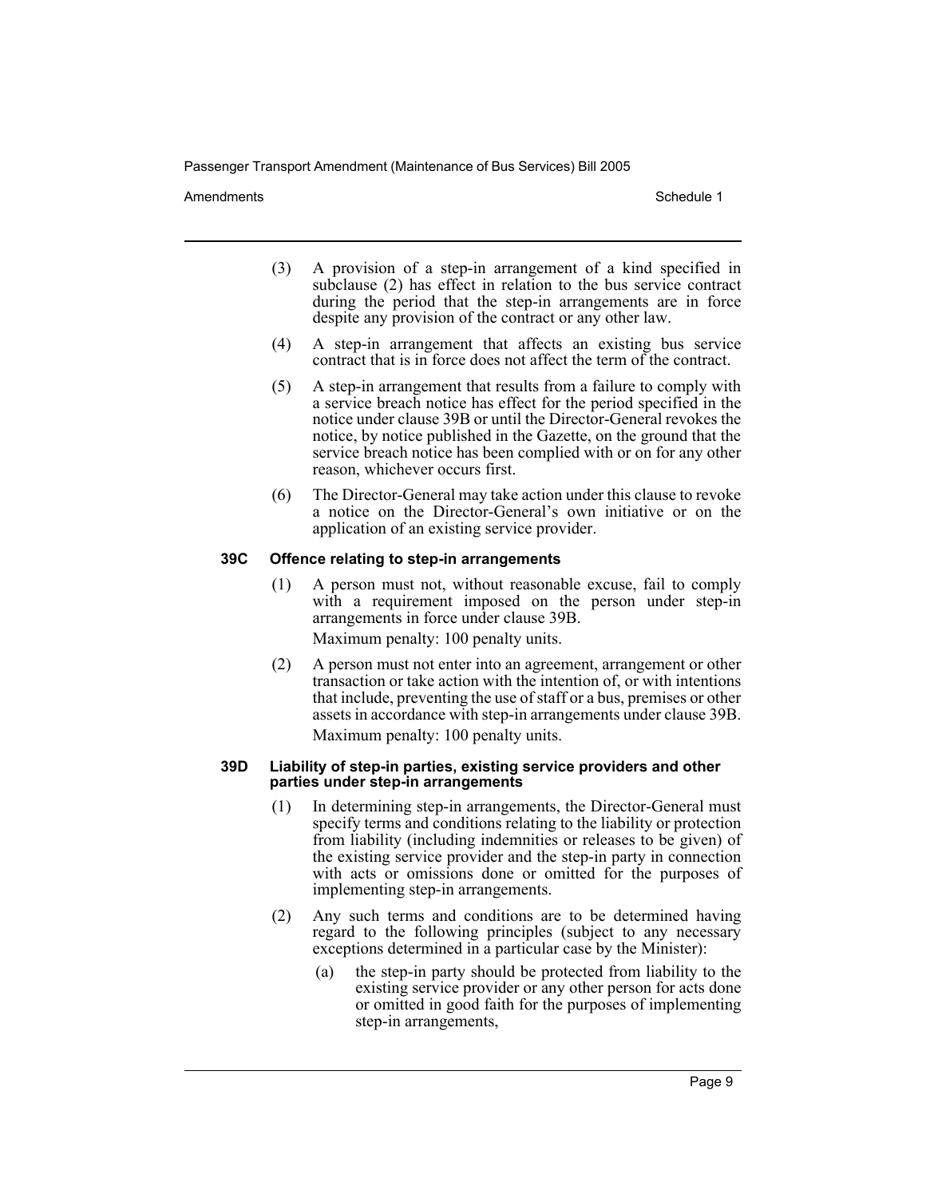(3) A provision of a step-in arrangement of a kind specified in subclause (2) has effect in relation to the bus service contract during the period that the step-in arrangements are in force despite any provision of the contract or any other law.

(4) A step-in arrangement that affects an existing bus service contract that is in force does not affect the term of the contract.

(5) A step-in arrangement that results from a failure to comply with a service breach notice has effect for the period specified in the notice under clause 39B or until the Director-General revokes the notice, by notice published in the Gazette, on the ground that the service breach notice has been complied with or on for any other reason, whichever occurs first.

(6) The Director-General may take action under this clause to revoke a notice on the Director-General's own initiative or on the application of an existing service provider.

**39C Offence relating to step-in arrangements**

(1) A person must not, without reasonable excuse, fail to comply with a requirement imposed on the person under step-in arrangements in force under clause 39B.

Maximum penalty: 100 penalty units.

(2) A person must not enter into an agreement, arrangement or other transaction or take action with the intention of, or with intentions that include, preventing the use of staff or a bus, premises or other assets in accordance with step-in arrangements under clause 39B.

Maximum penalty: 100 penalty units.

**39D Liability of step-in parties, existing service providers and other parties under step-in arrangements**

(1) In determining step-in arrangements, the Director-General must specify terms and conditions relating to the liability or protection from liability (including indemnities or releases to be given) of the existing service provider and the step-in party in connection with acts or omissions done or omitted for the purposes of implementing step-in arrangements.

(2) Any such terms and conditions are to be determined having regard to the following principles (subject to any necessary exceptions determined in a particular case by the Minister):

(a) the step-in party should be protected from liability to the existing service provider or any other person for acts done or omitted in good faith for the purposes of implementing step-in arrangements,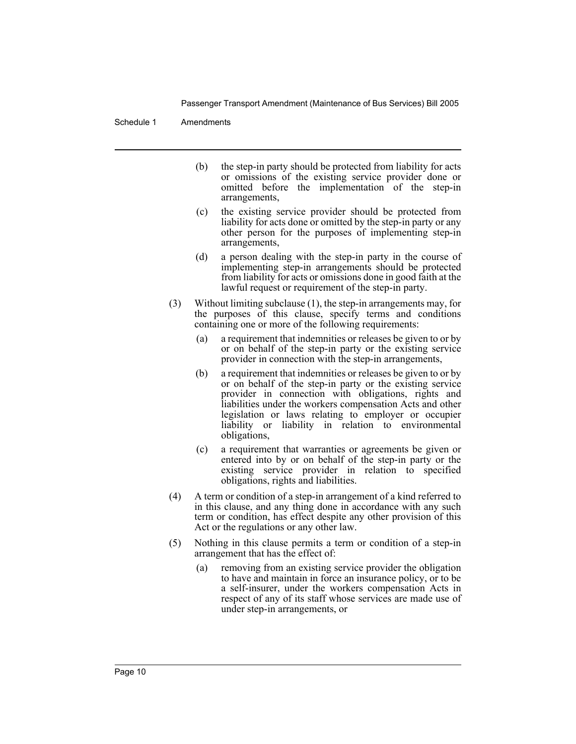(b) the step-in party should be protected from liability for acts or omissions of the existing service provider done or omitted before the implementation of the step-in arrangements,

(c) the existing service provider should be protected from liability for acts done or omitted by the step-in party or any other person for the purposes of implementing step-in arrangements,

(d) a person dealing with the step-in party in the course of implementing step-in arrangements should be protected from liability for acts or omissions done in good faith at the lawful request or requirement of the step-in party.

(3) Without limiting subclause (1), the step-in arrangements may, for the purposes of this clause, specify terms and conditions containing one or more of the following requirements:

(a) a requirement that indemnities or releases be given to or by or on behalf of the step-in party or the existing service provider in connection with the step-in arrangements,

(b) a requirement that indemnities or releases be given to or by or on behalf of the step-in party or the existing service provider in connection with obligations, rights and liabilities under the workers compensation Acts and other legislation or laws relating to employer or occupier liability or liability in relation to environmental obligations,

(c) a requirement that warranties or agreements be given or entered into by or on behalf of the step-in party or the existing service provider in relation to specified obligations, rights and liabilities.

(4) A term or condition of a step-in arrangement of a kind referred to in this clause, and any thing done in accordance with any such term or condition, has effect despite any other provision of this Act or the regulations or any other law.

(5) Nothing in this clause permits a term or condition of a step-in arrangement that has the effect of:

(a) removing from an existing service provider the obligation to have and maintain in force an insurance policy, or to be a self-insurer, under the workers compensation Acts in respect of any of its staff whose services are made use of under step-in arrangements, or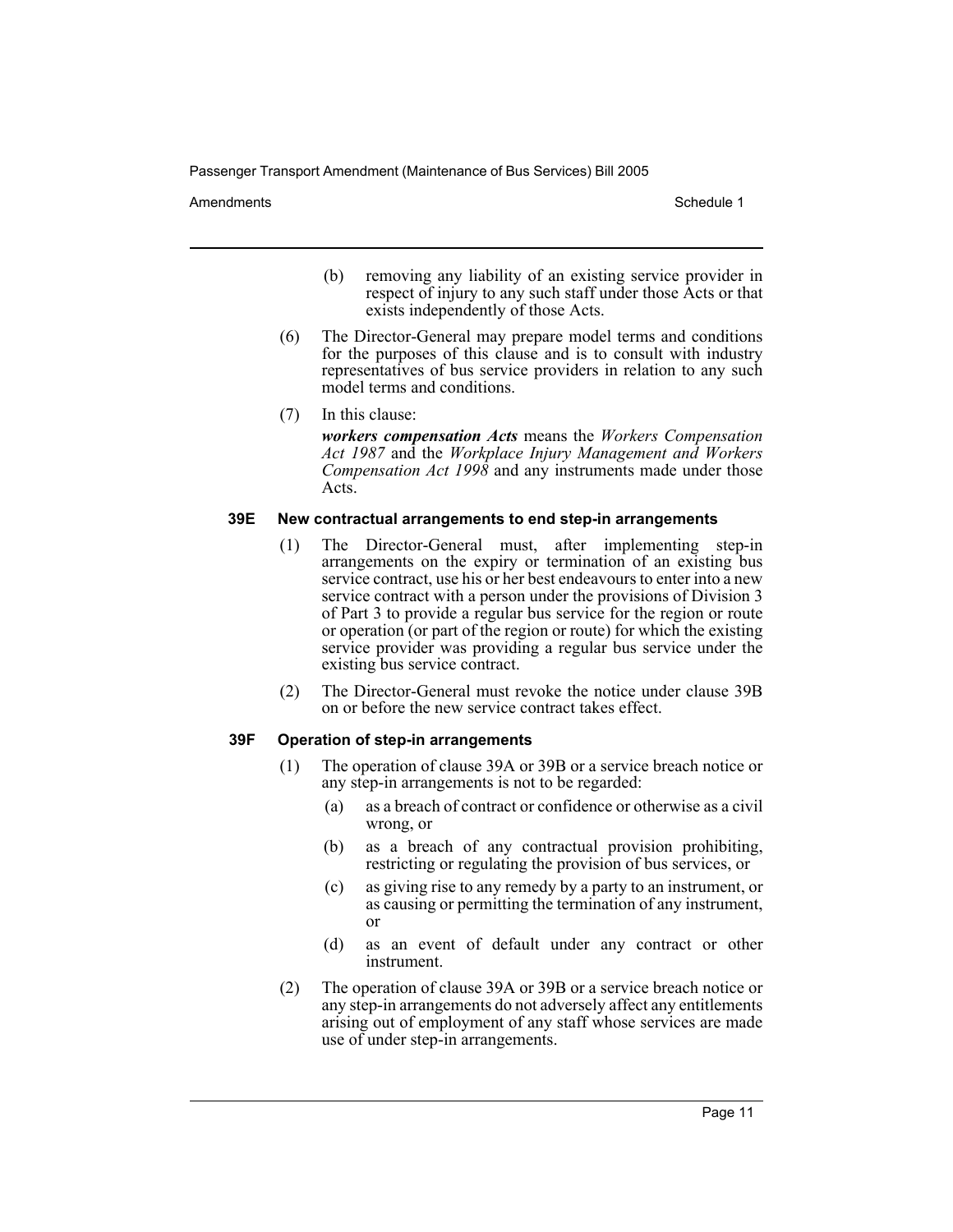(b) removing any liability of an existing service provider in respect of injury to any such staff under those Acts or that exists independently of those Acts.

(6) The Director-General may prepare model terms and conditions for the purposes of this clause and is to consult with industry representatives of bus service providers in relation to any such model terms and conditions.

(7) In this clause:

***workers compensation Acts*** means the *Workers Compensation Act 1987* and the *Workplace Injury Management and Workers Compensation Act 1998* and any instruments made under those Acts.

### 39E New contractual arrangements to end step-in arrangements

(1) The Director-General must, after implementing step-in arrangements on the expiry or termination of an existing bus service contract, use his or her best endeavours to enter into a new service contract with a person under the provisions of Division 3 of Part 3 to provide a regular bus service for the region or route or operation (or part of the region or route) for which the existing service provider was providing a regular bus service under the existing bus service contract.

(2) The Director-General must revoke the notice under clause 39B on or before the new service contract takes effect.

### 39F Operation of step-in arrangements

(1) The operation of clause 39A or 39B or a service breach notice or any step-in arrangements is not to be regarded:

(a) as a breach of contract or confidence or otherwise as a civil wrong, or

(b) as a breach of any contractual provision prohibiting, restricting or regulating the provision of bus services, or

(c) as giving rise to any remedy by a party to an instrument, or as causing or permitting the termination of any instrument, or

(d) as an event of default under any contract or other instrument.

(2) The operation of clause 39A or 39B or a service breach notice or any step-in arrangements do not adversely affect any entitlements arising out of employment of any staff whose services are made use of under step-in arrangements.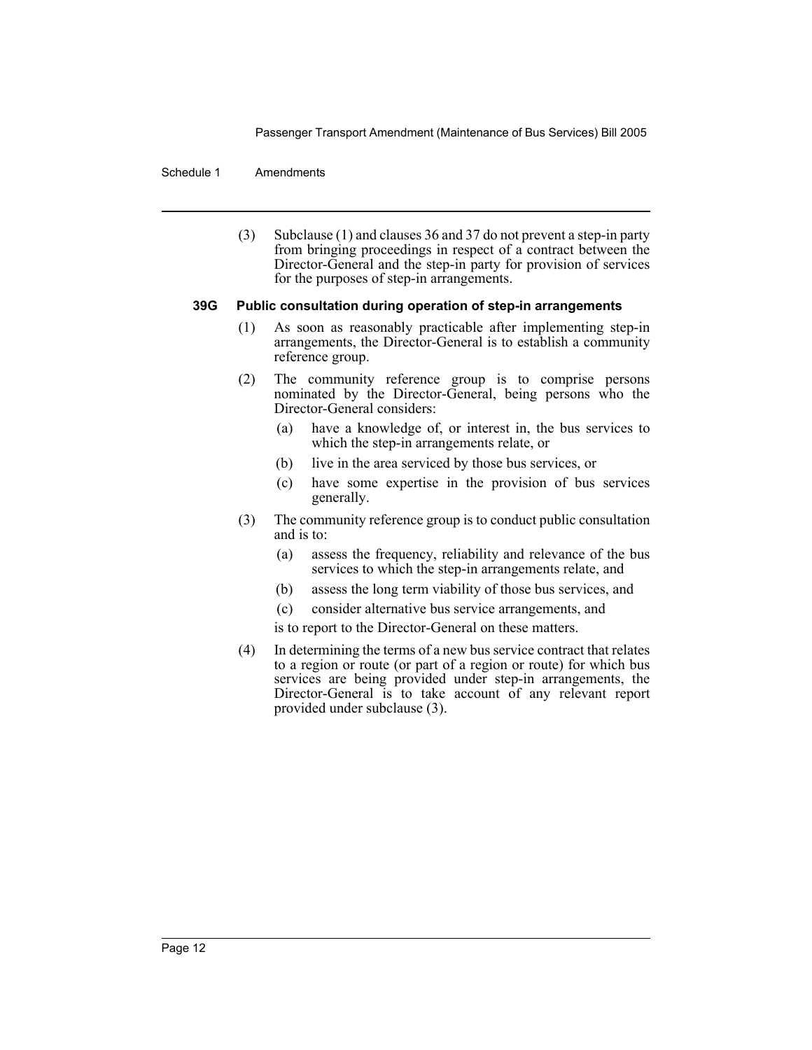(3) Subclause (1) and clauses 36 and 37 do not prevent a step-in party from bringing proceedings in respect of a contract between the Director-General and the step-in party for provision of services for the purposes of step-in arrangements.

#### 39G Public consultation during operation of step-in arrangements

(1) As soon as reasonably practicable after implementing step-in arrangements, the Director-General is to establish a community reference group.

(2) The community reference group is to comprise persons nominated by the Director-General, being persons who the Director-General considers:

- (a) have a knowledge of, or interest in, the bus services to which the step-in arrangements relate, or
- (b) live in the area serviced by those bus services, or
- (c) have some expertise in the provision of bus services generally.

(3) The community reference group is to conduct public consultation and is to:

- (a) assess the frequency, reliability and relevance of the bus services to which the step-in arrangements relate, and
- (b) assess the long term viability of those bus services, and
- (c) consider alternative bus service arrangements, and

is to report to the Director-General on these matters.

(4) In determining the terms of a new bus service contract that relates to a region or route (or part of a region or route) for which bus services are being provided under step-in arrangements, the Director-General is to take account of any relevant report provided under subclause (3).